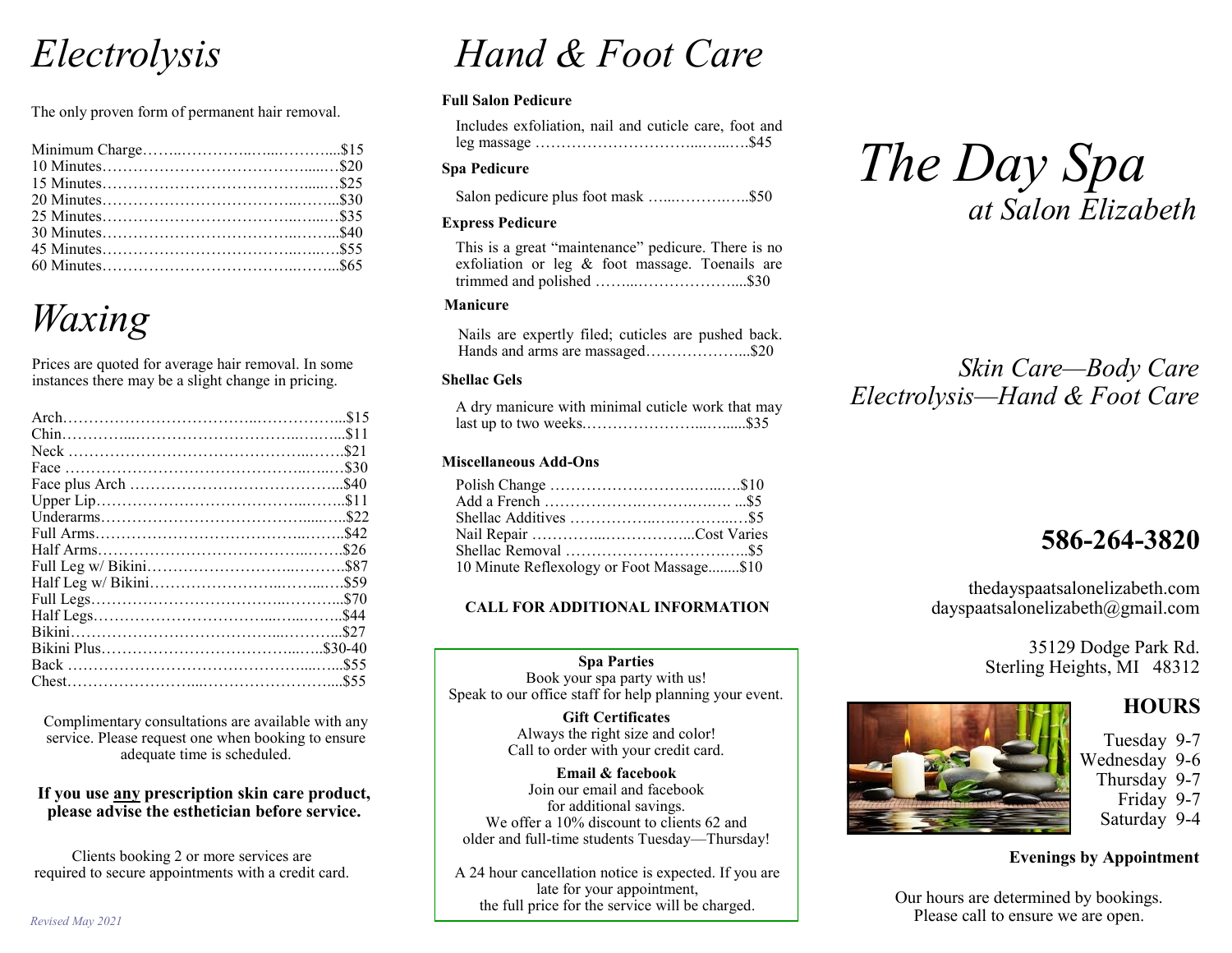# Electrolysis

The only proven form of permanent hair removal.

| Service | Price |
|---|---|
| Minimum Charge | $15 |
| 10 Minutes | $20 |
| 15 Minutes | $25 |
| 20 Minutes | $30 |
| 25 Minutes | $35 |
| 30 Minutes | $40 |
| 45 Minutes | $55 |
| 60 Minutes | $65 |

# Waxing

Prices are quoted for average hair removal. In some instances there may be a slight change in pricing.

| Service | Price |
|---|---|
| Arch | $15 |
| Chin | $11 |
| Neck | $21 |
| Face | $30 |
| Face plus Arch | $40 |
| Upper Lip | $11 |
| Underarms | $22 |
| Full Arms | $42 |
| Half Arms | $26 |
| Full Leg w/ Bikini | $87 |
| Half Leg w/ Bikini | $59 |
| Full Legs | $70 |
| Half Legs | $44 |
| Bikini | $27 |
| Bikini Plus | $30-40 |
| Back | $55 |
| Chest | $55 |

Complimentary consultations are available with any service. Please request one when booking to ensure adequate time is scheduled.

**If you use <u>any</u> prescription skin care product, please advise the esthetician before service.**

Clients booking 2 or more services are required to secure appointments with a credit card.

*Revised May 2021*

# Hand & Foot Care

**Full Salon Pedicure**

Includes exfoliation, nail and cuticle care, foot and leg massage ..... $45

**Spa Pedicure**

Salon pedicure plus foot mask ..... $50

**Express Pedicure**

This is a great "maintenance" pedicure. There is no exfoliation or leg & foot massage. Toenails are trimmed and polished ..... $30

**Manicure**

Nails are expertly filed; cuticles are pushed back. Hands and arms are massaged ..... $20

**Shellac Gels**

A dry manicure with minimal cuticle work that may last up to two weeks ..... $35

**Miscellaneous Add-Ons**

| Add-On | Price |
|---|---|
| Polish Change | $10 |
| Add a French | $5 |
| Shellac Additives | $5 |
| Nail Repair | Cost Varies |
| Shellac Removal | $5 |
| 10 Minute Reflexology or Foot Massage | $10 |

**CALL FOR ADDITIONAL INFORMATION**

**Spa Parties**
Book your spa party with us!
Speak to our office staff for help planning your event.

**Gift Certificates**
Always the right size and color!
Call to order with your credit card.

**Email & facebook**
Join our email and facebook for additional savings.
We offer a 10% discount to clients 62 and older and full-time students Tuesday—Thursday!

A 24 hour cancellation notice is expected. If you are late for your appointment, the full price for the service will be charged.

# The Day Spa
## *at Salon Elizabeth*

*Skin Care—Body Care*
*Electrolysis—Hand & Foot Care*

## 586-264-3820

thedayspaatsalonelizabeth.com
dayspaatsalonelizabeth@gmail.com

35129 Dodge Park Rd.
Sterling Heights, MI 48312

## HOURS

| Day | Hours |
|---|---|
| Tuesday | 9-7 |
| Wednesday | 9-6 |
| Thursday | 9-7 |
| Friday | 9-7 |
| Saturday | 9-4 |

**Evenings by Appointment**

Our hours are determined by bookings.
Please call to ensure we are open.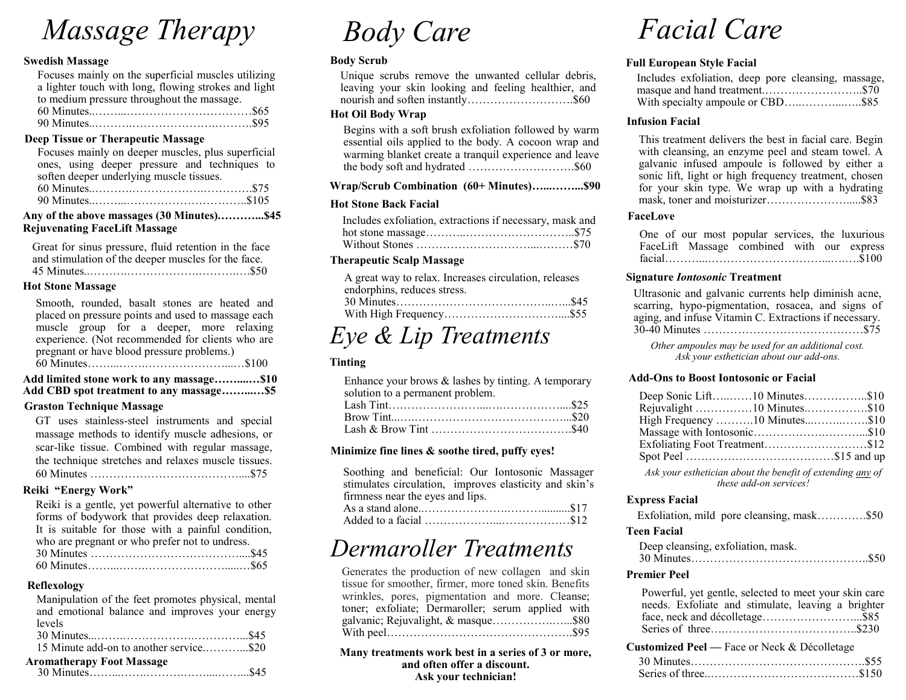# Massage Therapy

**Swedish Massage**

Focuses mainly on the superficial muscles utilizing a lighter touch with long, flowing strokes and light to medium pressure throughout the massage.
60 Minutes……………………………………$65
90 Minutes……………………………………$95

**Deep Tissue or Therapeutic Massage**

Focuses mainly on deeper muscles, plus superficial ones, using deeper pressure and techniques to soften deeper underlying muscle tissues.
60 Minutes……………………………………$75
90 Minutes……………………………………$105

**Any of the above massages (30 Minutes)…………$45**

**Rejuvenating FaceLift Massage**

Great for sinus pressure, fluid retention in the face and stimulation of the deeper muscles for the face.
45 Minutes……………………………………$50

**Hot Stone Massage**

Smooth, rounded, basalt stones are heated and placed on pressure points and used to massage each muscle group for a deeper, more relaxing experience. (Not recommended for clients who are pregnant or have blood pressure problems.)
60 Minutes……………………………………$100

**Add limited stone work to any massage……….$10**
**Add CBD spot treatment to any massage……….$5**

**Graston Technique Massage**

GT uses stainless-steel instruments and special massage methods to identify muscle adhesions, or scar-like tissue. Combined with regular massage, the technique stretches and relaxes muscle tissues.
60 Minutes ……………………………………$75

**Reiki "Energy Work"**

Reiki is a gentle, yet powerful alternative to other forms of bodywork that provides deep relaxation. It is suitable for those with a painful condition, who are pregnant or who prefer not to undress.
30 Minutes ……………………………………$45
60 Minutes……………………………………$65

**Reflexology**

Manipulation of the feet promotes physical, mental and emotional balance and improves your energy levels
30 Minutes……………………………………$45
15 Minute add-on to another service…………$20

**Aromatherapy Foot Massage**

30 Minutes……………………………………$45

# Body Care

**Body Scrub**

Unique scrubs remove the unwanted cellular debris, leaving your skin looking and feeling healthier, and nourish and soften instantly……………………….$60

**Hot Oil Body Wrap**

Begins with a soft brush exfoliation followed by warm essential oils applied to the body. A cocoon wrap and warming blanket create a tranquil experience and leave the body soft and hydrated ……………………….$60

**Wrap/Scrub Combination (60+ Minutes)…………$90**

**Hot Stone Back Facial**

Includes exfoliation, extractions if necessary, mask and hot stone massage……………………………………$75
Without Stones ……………………………………$70

**Therapeutic Scalp Massage**

A great way to relax. Increases circulation, releases endorphins, reduces stress.
30 Minutes……………………………………$45
With High Frequency……………………………$55

# Eye & Lip Treatments

**Tinting**

Enhance your brows & lashes by tinting. A temporary solution to a permanent problem.
Lash Tint……………………………………$25
Brow Tint……………………………………$20
Lash & Brow Tint ……………………………$40

**Minimize fine lines & soothe tired, puffy eyes!**

Soothing and beneficial: Our Iontosonic Massager stimulates circulation, improves elasticity and skin's firmness near the eyes and lips.
As a stand alone……………………………$17
Added to a facial ……………………………$12

# Dermaroller Treatments

Generates the production of new collagen and skin tissue for smoother, firmer, more toned skin. Benefits wrinkles, pores, pigmentation and more. Cleanse; toner; exfoliate; Dermaroller; serum applied with galvanic; Rejuvalight, & masque…………………$80
With peel……………………………………$95

**Many treatments work best in a series of 3 or more, and often offer a discount. Ask your technician!**

# Facial Care

**Full European Style Facial**

Includes exfoliation, deep pore cleansing, massage, masque and hand treatment……………………..$70
With specialty ampoule or CBD…………………$85

**Infusion Facial**

This treatment delivers the best in facial care. Begin with cleansing, an enzyme peel and steam towel. A galvanic infused ampoule is followed by either a sonic lift, light or high frequency treatment, chosen for your skin type. We wrap up with a hydrating mask, toner and moisturizer…………………..$83

**FaceLove**

One of our most popular services, the luxurious FaceLift Massage combined with our express facial……………………………………$100

**Signature *Iontosonic* Treatment**

Ultrasonic and galvanic currents help diminish acne, scarring, hypo-pigmentation, rosacea, and signs of aging, and infuse Vitamin C. Extractions if necessary.
30-40 Minutes ……………………………………$75

*Other ampoules may be used for an additional cost. Ask your esthetician about our add-ons.*

**Add-Ons to Boost Iontosonic or Facial**

Deep Sonic Lift………10 Minutes……………..$10
Rejuvalight ……………10 Minutes……………..$10
High Frequency ……….10 Minutes……………$10
Massage with Iontosonic……………………….$10
Exfoliating Foot Treatment…………………….$12
Spot Peel ……………………………………$15 and up

*Ask your esthetician about the benefit of extending any of these add-on services!*

**Express Facial**

Exfoliation, mild pore cleansing, mask…………$50

**Teen Facial**

Deep cleansing, exfoliation, mask.
30 Minutes……………………………………$50

**Premier Peel**

Powerful, yet gentle, selected to meet your skin care needs. Exfoliate and stimulate, leaving a brighter face, neck and décolletage…………………..$85
Series of three……………………………..$230

**Customized Peel —** Face or Neck & Décolletage

30 Minutes……………………………………$55
Series of three……………………………….$150